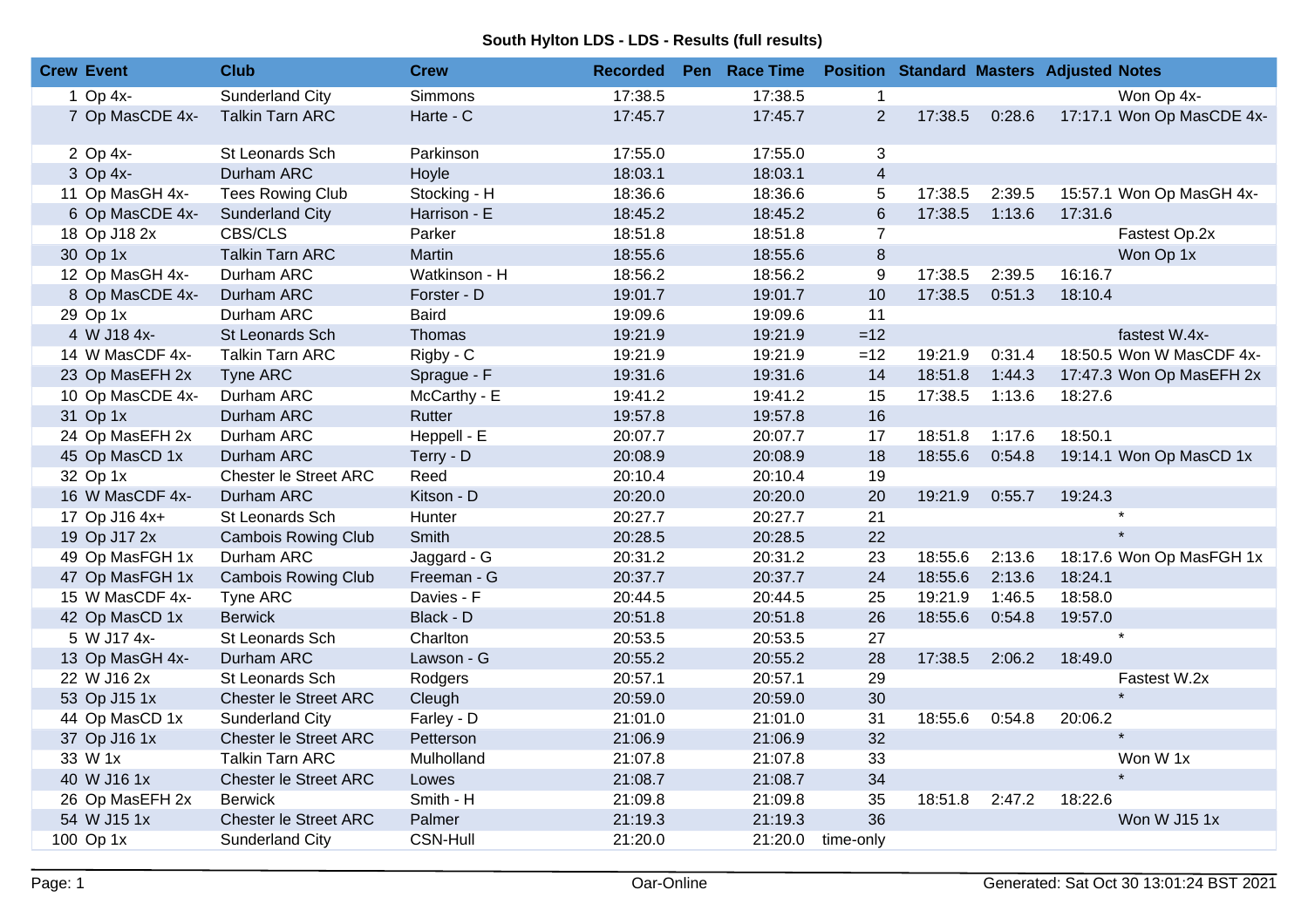# South Hylton LDS - LDS - Results (full results)

| Crew | Event | Club | Crew | Recorded | Pen | Race Time | Position | Standard | Masters | Adjusted | Notes |
|---|---|---|---|---|---|---|---|---|---|---|---|
| 1 | Op 4x- | Sunderland City | Simmons | 17:38.5 | | 17:38.5 | 1 | | | | Won Op 4x- |
| 7 | Op MasCDE 4x- | Talkin Tarn ARC | Harte - C | 17:45.7 | | 17:45.7 | 2 | 17:38.5 | 0:28.6 | 17:17.1 | Won Op MasCDE 4x- |
| 2 | Op 4x- | St Leonards Sch | Parkinson | 17:55.0 | | 17:55.0 | 3 | | | | |
| 3 | Op 4x- | Durham ARC | Hoyle | 18:03.1 | | 18:03.1 | 4 | | | | |
| 11 | Op MasGH 4x- | Tees Rowing Club | Stocking - H | 18:36.6 | | 18:36.6 | 5 | 17:38.5 | 2:39.5 | 15:57.1 | Won Op MasGH 4x- |
| 6 | Op MasCDE 4x- | Sunderland City | Harrison - E | 18:45.2 | | 18:45.2 | 6 | 17:38.5 | 1:13.6 | 17:31.6 | |
| 18 | Op J18 2x | CBS/CLS | Parker | 18:51.8 | | 18:51.8 | 7 | | | | Fastest Op.2x |
| 30 | Op 1x | Talkin Tarn ARC | Martin | 18:55.6 | | 18:55.6 | 8 | | | | Won Op 1x |
| 12 | Op MasGH 4x- | Durham ARC | Watkinson - H | 18:56.2 | | 18:56.2 | 9 | 17:38.5 | 2:39.5 | 16:16.7 | |
| 8 | Op MasCDE 4x- | Durham ARC | Forster - D | 19:01.7 | | 19:01.7 | 10 | 17:38.5 | 0:51.3 | 18:10.4 | |
| 29 | Op 1x | Durham ARC | Baird | 19:09.6 | | 19:09.6 | 11 | | | | |
| 4 | W J18 4x- | St Leonards Sch | Thomas | 19:21.9 | | 19:21.9 | =12 | | | | fastest W.4x- |
| 14 | W MasCDF 4x- | Talkin Tarn ARC | Rigby - C | 19:21.9 | | 19:21.9 | =12 | 19:21.9 | 0:31.4 | 18:50.5 | Won W MasCDF 4x- |
| 23 | Op MasEFH 2x | Tyne ARC | Sprague - F | 19:31.6 | | 19:31.6 | 14 | 18:51.8 | 1:44.3 | 17:47.3 | Won Op MasEFH 2x |
| 10 | Op MasCDE 4x- | Durham ARC | McCarthy - E | 19:41.2 | | 19:41.2 | 15 | 17:38.5 | 1:13.6 | 18:27.6 | |
| 31 | Op 1x | Durham ARC | Rutter | 19:57.8 | | 19:57.8 | 16 | | | | |
| 24 | Op MasEFH 2x | Durham ARC | Heppell - E | 20:07.7 | | 20:07.7 | 17 | 18:51.8 | 1:17.6 | 18:50.1 | |
| 45 | Op MasCD 1x | Durham ARC | Terry - D | 20:08.9 | | 20:08.9 | 18 | 18:55.6 | 0:54.8 | 19:14.1 | Won Op MasCD 1x |
| 32 | Op 1x | Chester le Street ARC | Reed | 20:10.4 | | 20:10.4 | 19 | | | | |
| 16 | W MasCDF 4x- | Durham ARC | Kitson - D | 20:20.0 | | 20:20.0 | 20 | 19:21.9 | 0:55.7 | 19:24.3 | |
| 17 | Op J16 4x+ | St Leonards Sch | Hunter | 20:27.7 | | 20:27.7 | 21 | | | | * |
| 19 | Op J17 2x | Cambois Rowing Club | Smith | 20:28.5 | | 20:28.5 | 22 | | | | * |
| 49 | Op MasFGH 1x | Durham ARC | Jaggard - G | 20:31.2 | | 20:31.2 | 23 | 18:55.6 | 2:13.6 | 18:17.6 | Won Op MasFGH 1x |
| 47 | Op MasFGH 1x | Cambois Rowing Club | Freeman - G | 20:37.7 | | 20:37.7 | 24 | 18:55.6 | 2:13.6 | 18:24.1 | |
| 15 | W MasCDF 4x- | Tyne ARC | Davies - F | 20:44.5 | | 20:44.5 | 25 | 19:21.9 | 1:46.5 | 18:58.0 | |
| 42 | Op MasCD 1x | Berwick | Black - D | 20:51.8 | | 20:51.8 | 26 | 18:55.6 | 0:54.8 | 19:57.0 | |
| 5 | W J17 4x- | St Leonards Sch | Charlton | 20:53.5 | | 20:53.5 | 27 | | | | * |
| 13 | Op MasGH 4x- | Durham ARC | Lawson - G | 20:55.2 | | 20:55.2 | 28 | 17:38.5 | 2:06.2 | 18:49.0 | |
| 22 | W J16 2x | St Leonards Sch | Rodgers | 20:57.1 | | 20:57.1 | 29 | | | | Fastest W.2x |
| 53 | Op J15 1x | Chester le Street ARC | Cleugh | 20:59.0 | | 20:59.0 | 30 | | | | * |
| 44 | Op MasCD 1x | Sunderland City | Farley - D | 21:01.0 | | 21:01.0 | 31 | 18:55.6 | 0:54.8 | 20:06.2 | |
| 37 | Op J16 1x | Chester le Street ARC | Petterson | 21:06.9 | | 21:06.9 | 32 | | | | * |
| 33 | W 1x | Talkin Tarn ARC | Mulholland | 21:07.8 | | 21:07.8 | 33 | | | | Won W 1x |
| 40 | W J16 1x | Chester le Street ARC | Lowes | 21:08.7 | | 21:08.7 | 34 | | | | * |
| 26 | Op MasEFH 2x | Berwick | Smith - H | 21:09.8 | | 21:09.8 | 35 | 18:51.8 | 2:47.2 | 18:22.6 | |
| 54 | W J15 1x | Chester le Street ARC | Palmer | 21:19.3 | | 21:19.3 | 36 | | | | Won W J15 1x |
| 100 | Op 1x | Sunderland City | CSN-Hull | 21:20.0 | | 21:20.0 | time-only | | | | |

Oar-Online

Generated: Sat Oct 30 13:01:24 BST 2021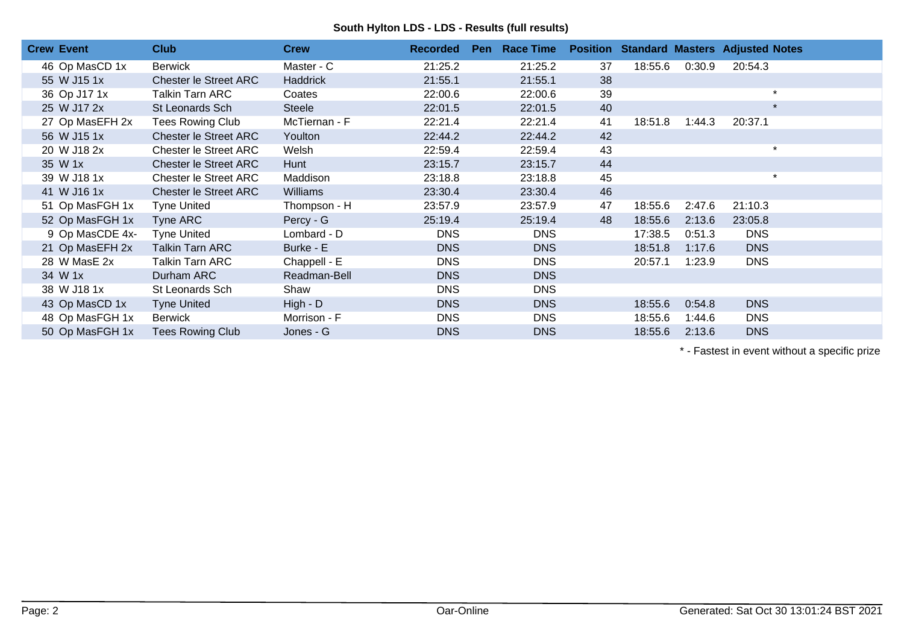**South Hylton LDS - LDS - Results (full results)**

| Crew | Event | Club | Crew | Recorded | Pen | Race Time | Position | Standard | Masters | Adjusted | Notes |
|---|---|---|---|---|---|---|---|---|---|---|---|
| 46 | Op MasCD 1x | Berwick | Master - C | 21:25.2 | | 21:25.2 | 37 | 18:55.6 | 0:30.9 | 20:54.3 | |
| 55 | W J15 1x | Chester le Street ARC | Haddrick | 21:55.1 | | 21:55.1 | 38 | | | | |
| 36 | Op J17 1x | Talkin Tarn ARC | Coates | 22:00.6 | | 22:00.6 | 39 | | | | * |
| 25 | W J17 2x | St Leonards Sch | Steele | 22:01.5 | | 22:01.5 | 40 | | | | * |
| 27 | Op MasEFH 2x | Tees Rowing Club | McTiernan - F | 22:21.4 | | 22:21.4 | 41 | 18:51.8 | 1:44.3 | 20:37.1 | |
| 56 | W J15 1x | Chester le Street ARC | Youlton | 22:44.2 | | 22:44.2 | 42 | | | | |
| 20 | W J18 2x | Chester le Street ARC | Welsh | 22:59.4 | | 22:59.4 | 43 | | | | * |
| 35 | W 1x | Chester le Street ARC | Hunt | 23:15.7 | | 23:15.7 | 44 | | | | |
| 39 | W J18 1x | Chester le Street ARC | Maddison | 23:18.8 | | 23:18.8 | 45 | | | | * |
| 41 | W J16 1x | Chester le Street ARC | Williams | 23:30.4 | | 23:30.4 | 46 | | | | |
| 51 | Op MasFGH 1x | Tyne United | Thompson - H | 23:57.9 | | 23:57.9 | 47 | 18:55.6 | 2:47.6 | 21:10.3 | |
| 52 | Op MasFGH 1x | Tyne ARC | Percy - G | 25:19.4 | | 25:19.4 | 48 | 18:55.6 | 2:13.6 | 23:05.8 | |
| 9 | Op MasCDE 4x- | Tyne United | Lombard - D | DNS | | DNS | | 17:38.5 | 0:51.3 | DNS | |
| 21 | Op MasEFH 2x | Talkin Tarn ARC | Burke - E | DNS | | DNS | | 18:51.8 | 1:17.6 | DNS | |
| 28 | W MasE 2x | Talkin Tarn ARC | Chappell - E | DNS | | DNS | | 20:57.1 | 1:23.9 | DNS | |
| 34 | W 1x | Durham ARC | Readman-Bell | DNS | | DNS | | | | | |
| 38 | W J18 1x | St Leonards Sch | Shaw | DNS | | DNS | | | | | |
| 43 | Op MasCD 1x | Tyne United | High - D | DNS | | DNS | | 18:55.6 | 0:54.8 | DNS | |
| 48 | Op MasFGH 1x | Berwick | Morrison - F | DNS | | DNS | | 18:55.6 | 1:44.6 | DNS | |
| 50 | Op MasFGH 1x | Tees Rowing Club | Jones - G | DNS | | DNS | | 18:55.6 | 2:13.6 | DNS | |

* - Fastest in event without a specific prize

Oar-Online

Generated: Sat Oct 30 13:01:24 BST 2021